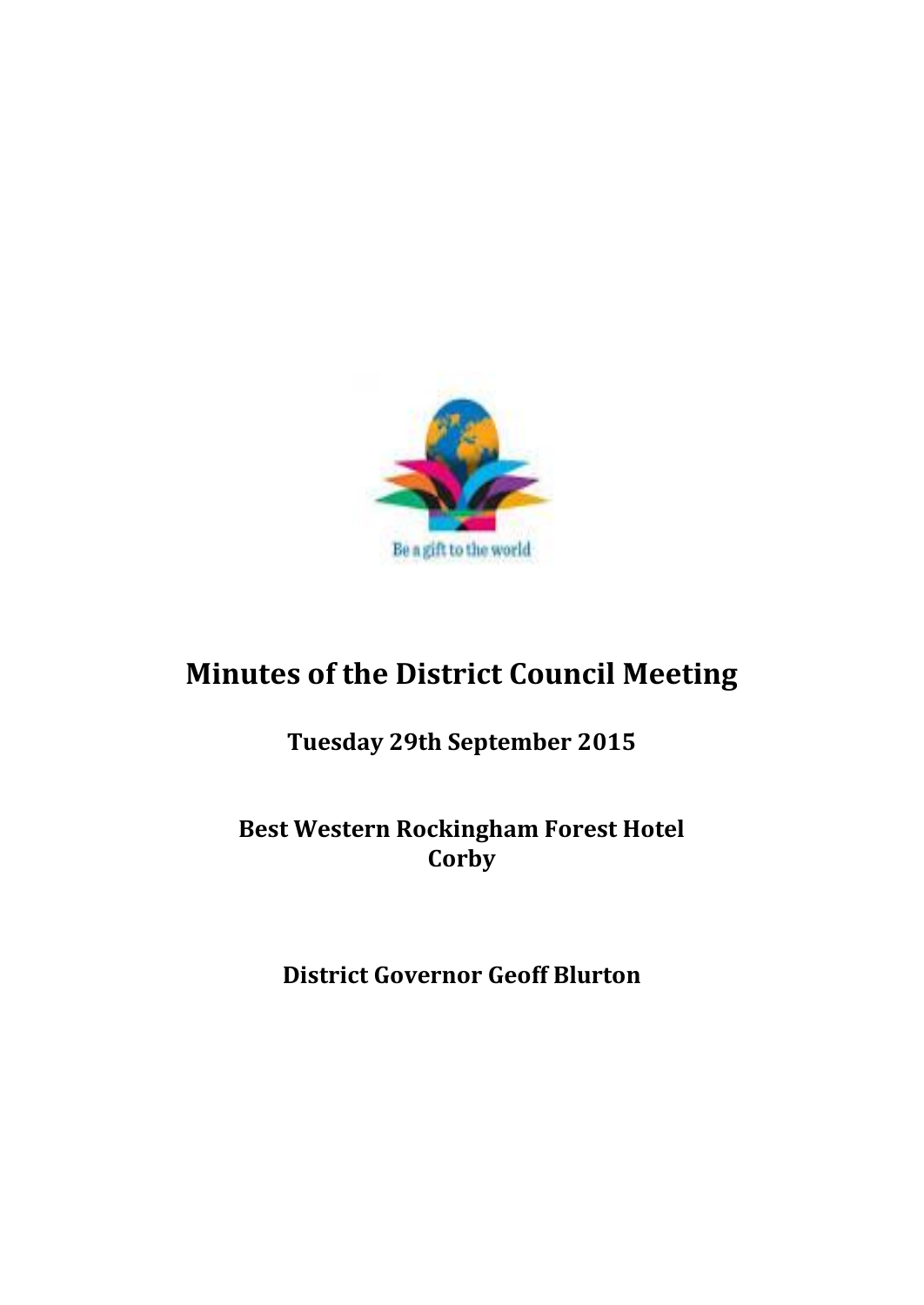Be a gift to the world

# Minutes of the District Council Meeting

**Tuesday 29th September 2015**

**Best Western Rockingham Forest Hotel**
**Corby**

**District Governor Geoff Blurton**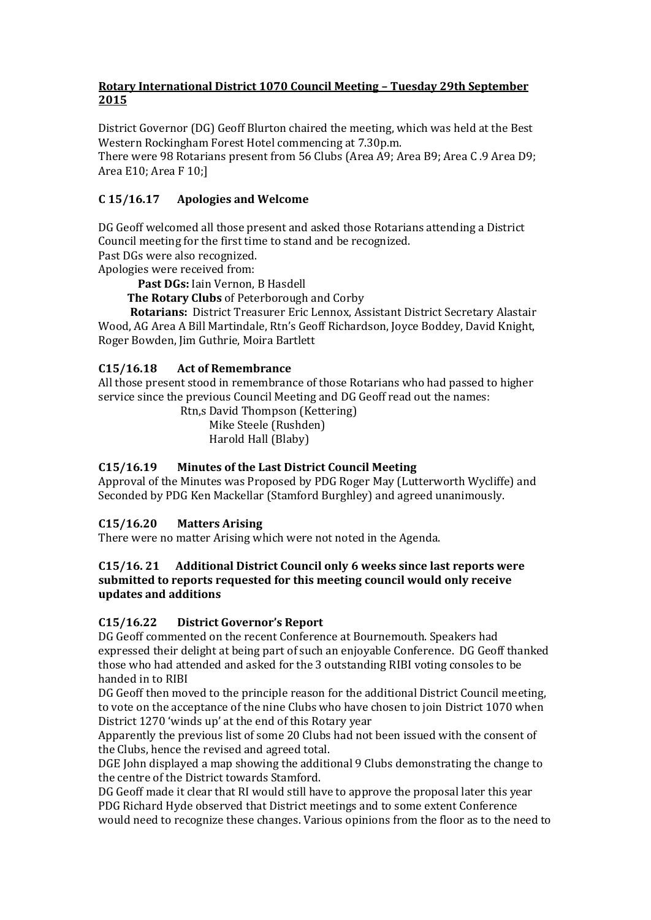**Rotary International District 1070 Council Meeting – Tuesday 29th September 2015**

District Governor (DG) Geoff Blurton chaired the meeting, which was held at the Best Western Rockingham Forest Hotel commencing at 7.30p.m.
There were 98 Rotarians present from 56 Clubs (Area A9; Area B9; Area C .9 Area D9; Area E10; Area F 10;]

### C 15/16.17 Apologies and Welcome

DG Geoff welcomed all those present and asked those Rotarians attending a District Council meeting for the first time to stand and be recognized.
Past DGs were also recognized.
Apologies were received from:

**Past DGs:** Iain Vernon, B Hasdell
**The Rotary Clubs** of Peterborough and Corby
**Rotarians:** District Treasurer Eric Lennox, Assistant District Secretary Alastair Wood, AG Area A Bill Martindale, Rtn's Geoff Richardson, Joyce Boddey, David Knight, Roger Bowden, Jim Guthrie, Moira Bartlett

### C15/16.18 Act of Remembrance

All those present stood in remembrance of those Rotarians who had passed to higher service since the previous Council Meeting and DG Geoff read out the names:

Rtn,s David Thompson (Kettering)
Mike Steele (Rushden)
Harold Hall (Blaby)

### C15/16.19 Minutes of the Last District Council Meeting

Approval of the Minutes was Proposed by PDG Roger May (Lutterworth Wycliffe) and Seconded by PDG Ken Mackellar (Stamford Burghley) and agreed unanimously.

### C15/16.20 Matters Arising

There were no matter Arising which were not noted in the Agenda.

### C15/16. 21 Additional District Council only 6 weeks since last reports were submitted to reports requested for this meeting council would only receive updates and additions

### C15/16.22 District Governor's Report

DG Geoff commented on the recent Conference at Bournemouth. Speakers had expressed their delight at being part of such an enjoyable Conference. DG Geoff thanked those who had attended and asked for the 3 outstanding RIBI voting consoles to be handed in to RIBI

DG Geoff then moved to the principle reason for the additional District Council meeting, to vote on the acceptance of the nine Clubs who have chosen to join District 1070 when District 1270 'winds up' at the end of this Rotary year

Apparently the previous list of some 20 Clubs had not been issued with the consent of the Clubs, hence the revised and agreed total.

DGE John displayed a map showing the additional 9 Clubs demonstrating the change to the centre of the District towards Stamford.

DG Geoff made it clear that RI would still have to approve the proposal later this year

PDG Richard Hyde observed that District meetings and to some extent Conference would need to recognize these changes. Various opinions from the floor as to the need to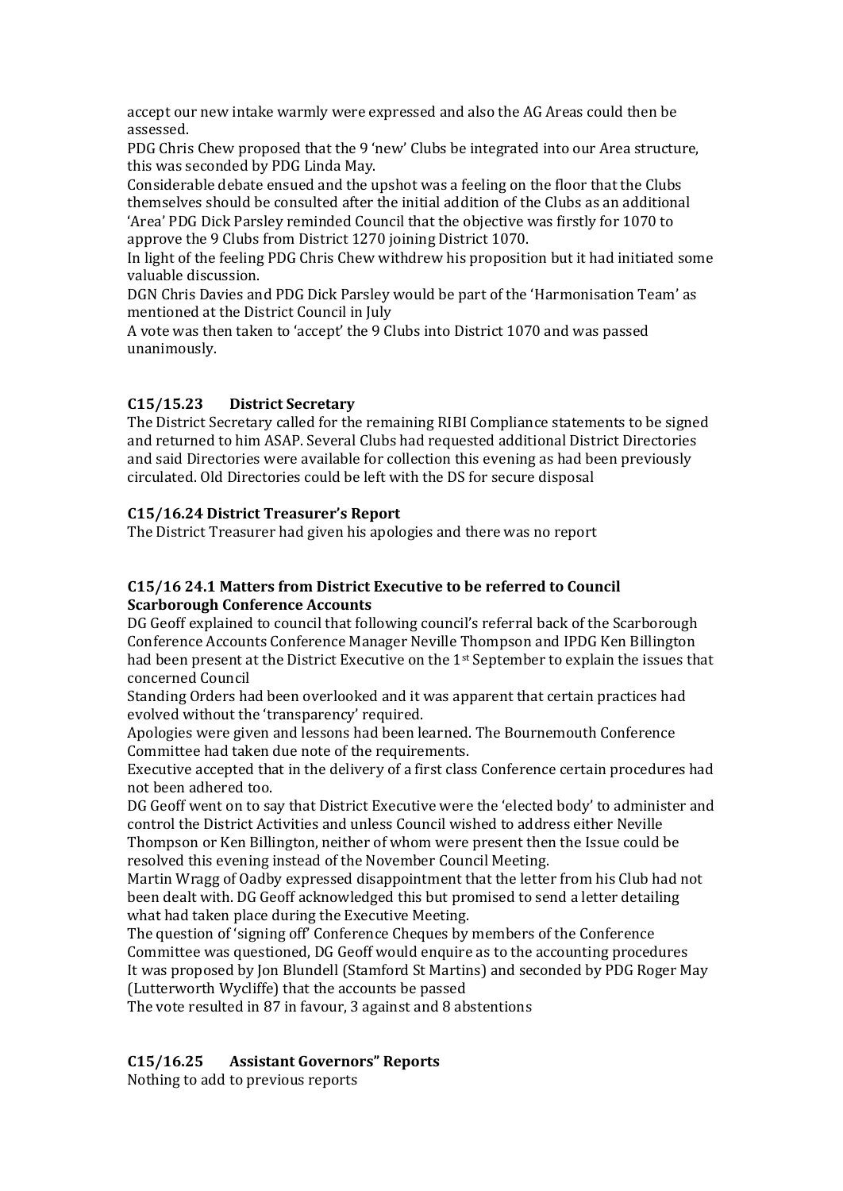accept our new intake warmly were expressed and also the AG Areas could then be assessed.

PDG Chris Chew proposed that the 9 'new' Clubs be integrated into our Area structure, this was seconded by PDG Linda May.

Considerable debate ensued and the upshot was a feeling on the floor that the Clubs themselves should be consulted after the initial addition of the Clubs as an additional 'Area' PDG Dick Parsley reminded Council that the objective was firstly for 1070 to approve the 9 Clubs from District 1270 joining District 1070.

In light of the feeling PDG Chris Chew withdrew his proposition but it had initiated some valuable discussion.

DGN Chris Davies and PDG Dick Parsley would be part of the 'Harmonisation Team' as mentioned at the District Council in July

A vote was then taken to 'accept' the 9 Clubs into District 1070 and was passed unanimously.

**C15/15.23 District Secretary**

The District Secretary called for the remaining RIBI Compliance statements to be signed and returned to him ASAP. Several Clubs had requested additional District Directories and said Directories were available for collection this evening as had been previously circulated. Old Directories could be left with the DS for secure disposal

**C15/16.24 District Treasurer's Report**

The District Treasurer had given his apologies and there was no report

**C15/16 24.1 Matters from District Executive to be referred to Council**
**Scarborough Conference Accounts**

DG Geoff explained to council that following council's referral back of the Scarborough Conference Accounts Conference Manager Neville Thompson and IPDG Ken Billington had been present at the District Executive on the 1st September to explain the issues that concerned Council

Standing Orders had been overlooked and it was apparent that certain practices had evolved without the 'transparency' required.

Apologies were given and lessons had been learned. The Bournemouth Conference Committee had taken due note of the requirements.

Executive accepted that in the delivery of a first class Conference certain procedures had not been adhered too.

DG Geoff went on to say that District Executive were the 'elected body' to administer and control the District Activities and unless Council wished to address either Neville Thompson or Ken Billington, neither of whom were present then the Issue could be resolved this evening instead of the November Council Meeting.

Martin Wragg of Oadby expressed disappointment that the letter from his Club had not been dealt with. DG Geoff acknowledged this but promised to send a letter detailing what had taken place during the Executive Meeting.

The question of 'signing off' Conference Cheques by members of the Conference Committee was questioned, DG Geoff would enquire as to the accounting procedures

It was proposed by Jon Blundell (Stamford St Martins) and seconded by PDG Roger May (Lutterworth Wycliffe) that the accounts be passed

The vote resulted in 87 in favour, 3 against and 8 abstentions

**C15/16.25 Assistant Governors" Reports**

Nothing to add to previous reports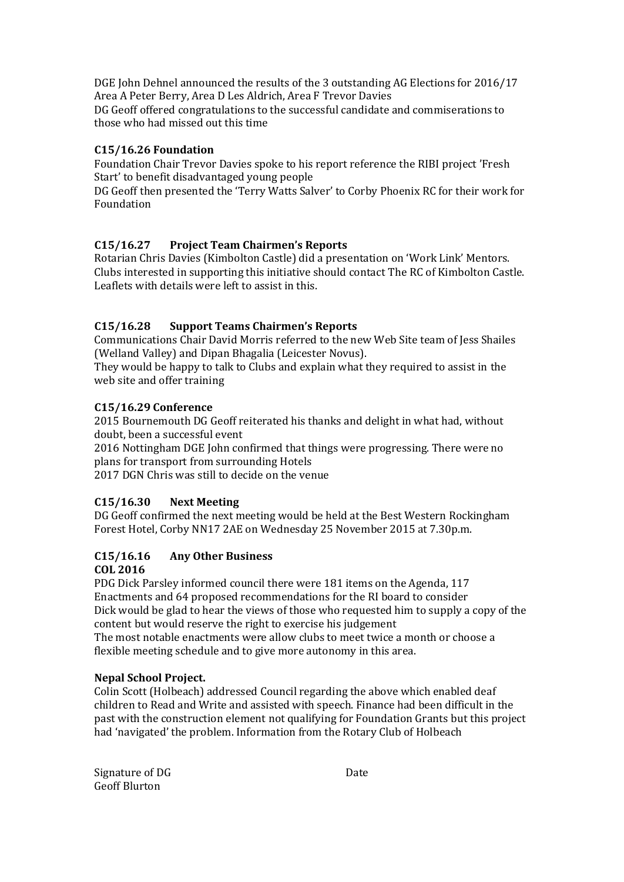DGE John Dehnel announced the results of the 3 outstanding AG Elections for 2016/17 Area A Peter Berry, Area D Les Aldrich, Area F Trevor Davies
DG Geoff offered congratulations to the successful candidate and commiserations to those who had missed out this time

**C15/16.26 Foundation**

Foundation Chair Trevor Davies spoke to his report reference the RIBI project 'Fresh Start' to benefit disadvantaged young people
DG Geoff then presented the 'Terry Watts Salver' to Corby Phoenix RC for their work for Foundation

**C15/16.27 Project Team Chairmen's Reports**

Rotarian Chris Davies (Kimbolton Castle) did a presentation on 'Work Link' Mentors. Clubs interested in supporting this initiative should contact The RC of Kimbolton Castle. Leaflets with details were left to assist in this.

**C15/16.28 Support Teams Chairmen's Reports**

Communications Chair David Morris referred to the new Web Site team of Jess Shailes (Welland Valley) and Dipan Bhagalia (Leicester Novus).
They would be happy to talk to Clubs and explain what they required to assist in the web site and offer training

**C15/16.29 Conference**

2015 Bournemouth DG Geoff reiterated his thanks and delight in what had, without doubt, been a successful event
2016 Nottingham DGE John confirmed that things were progressing. There were no plans for transport from surrounding Hotels
2017 DGN Chris was still to decide on the venue

**C15/16.30 Next Meeting**

DG Geoff confirmed the next meeting would be held at the Best Western Rockingham Forest Hotel, Corby NN17 2AE on Wednesday 25 November 2015 at 7.30p.m.

**C15/16.16 Any Other Business**

**COL 2016**

PDG Dick Parsley informed council there were 181 items on the Agenda, 117 Enactments and 64 proposed recommendations for the RI board to consider
Dick would be glad to hear the views of those who requested him to supply a copy of the content but would reserve the right to exercise his judgement
The most notable enactments were allow clubs to meet twice a month or choose a flexible meeting schedule and to give more autonomy in this area.

**Nepal School Project.**

Colin Scott (Holbeach) addressed Council regarding the above which enabled deaf children to Read and Write and assisted with speech. Finance had been difficult in the past with the construction element not qualifying for Foundation Grants but this project had 'navigated' the problem. Information from the Rotary Club of Holbeach

Signature of DG Date
Geoff Blurton